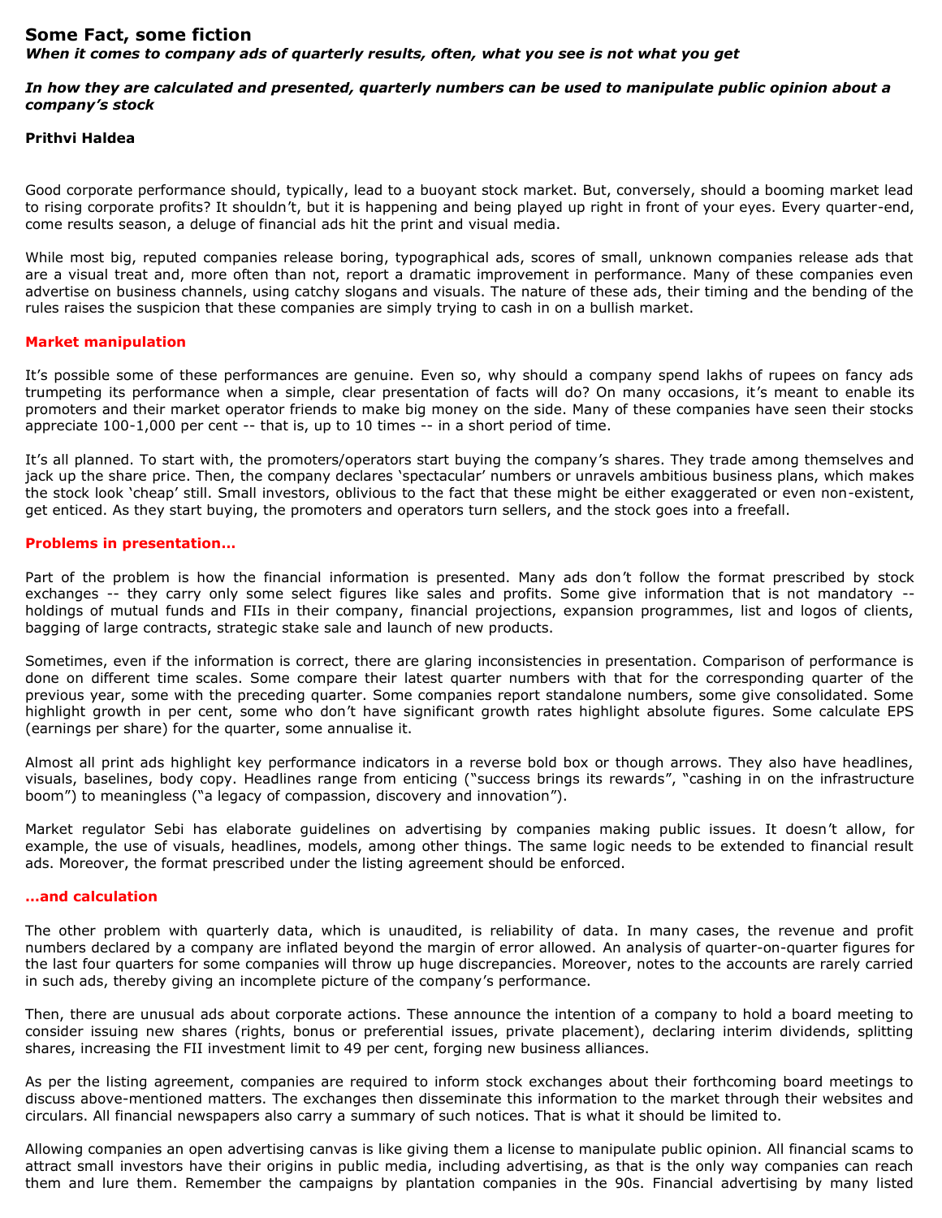# Some Fact, some fiction

***When it comes to company ads of quarterly results, often, what you see is not what you get***

***In how they are calculated and presented, quarterly numbers can be used to manipulate public opinion about a company's stock***

**Prithvi Haldea**

Good corporate performance should, typically, lead to a buoyant stock market. But, conversely, should a booming market lead to rising corporate profits? It shouldn't, but it is happening and being played up right in front of your eyes. Every quarter-end, come results season, a deluge of financial ads hit the print and visual media.

While most big, reputed companies release boring, typographical ads, scores of small, unknown companies release ads that are a visual treat and, more often than not, report a dramatic improvement in performance. Many of these companies even advertise on business channels, using catchy slogans and visuals. The nature of these ads, their timing and the bending of the rules raises the suspicion that these companies are simply trying to cash in on a bullish market.

## Market manipulation

It's possible some of these performances are genuine. Even so, why should a company spend lakhs of rupees on fancy ads trumpeting its performance when a simple, clear presentation of facts will do? On many occasions, it's meant to enable its promoters and their market operator friends to make big money on the side. Many of these companies have seen their stocks appreciate 100-1,000 per cent -- that is, up to 10 times -- in a short period of time.

It's all planned. To start with, the promoters/operators start buying the company's shares. They trade among themselves and jack up the share price. Then, the company declares 'spectacular' numbers or unravels ambitious business plans, which makes the stock look 'cheap' still. Small investors, oblivious to the fact that these might be either exaggerated or even non-existent, get enticed. As they start buying, the promoters and operators turn sellers, and the stock goes into a freefall.

## Problems in presentation…

Part of the problem is how the financial information is presented. Many ads don't follow the format prescribed by stock exchanges -- they carry only some select figures like sales and profits. Some give information that is not mandatory -- holdings of mutual funds and FIIs in their company, financial projections, expansion programmes, list and logos of clients, bagging of large contracts, strategic stake sale and launch of new products.

Sometimes, even if the information is correct, there are glaring inconsistencies in presentation. Comparison of performance is done on different time scales. Some compare their latest quarter numbers with that for the corresponding quarter of the previous year, some with the preceding quarter. Some companies report standalone numbers, some give consolidated. Some highlight growth in per cent, some who don't have significant growth rates highlight absolute figures. Some calculate EPS (earnings per share) for the quarter, some annualise it.

Almost all print ads highlight key performance indicators in a reverse bold box or though arrows. They also have headlines, visuals, baselines, body copy. Headlines range from enticing ("success brings its rewards", "cashing in on the infrastructure boom") to meaningless ("a legacy of compassion, discovery and innovation").

Market regulator Sebi has elaborate guidelines on advertising by companies making public issues. It doesn't allow, for example, the use of visuals, headlines, models, among other things. The same logic needs to be extended to financial result ads. Moreover, the format prescribed under the listing agreement should be enforced.

## …and calculation

The other problem with quarterly data, which is unaudited, is reliability of data. In many cases, the revenue and profit numbers declared by a company are inflated beyond the margin of error allowed. An analysis of quarter-on-quarter figures for the last four quarters for some companies will throw up huge discrepancies. Moreover, notes to the accounts are rarely carried in such ads, thereby giving an incomplete picture of the company's performance.

Then, there are unusual ads about corporate actions. These announce the intention of a company to hold a board meeting to consider issuing new shares (rights, bonus or preferential issues, private placement), declaring interim dividends, splitting shares, increasing the FII investment limit to 49 per cent, forging new business alliances.

As per the listing agreement, companies are required to inform stock exchanges about their forthcoming board meetings to discuss above-mentioned matters. The exchanges then disseminate this information to the market through their websites and circulars. All financial newspapers also carry a summary of such notices. That is what it should be limited to.

Allowing companies an open advertising canvas is like giving them a license to manipulate public opinion. All financial scams to attract small investors have their origins in public media, including advertising, as that is the only way companies can reach them and lure them. Remember the campaigns by plantation companies in the 90s. Financial advertising by many listed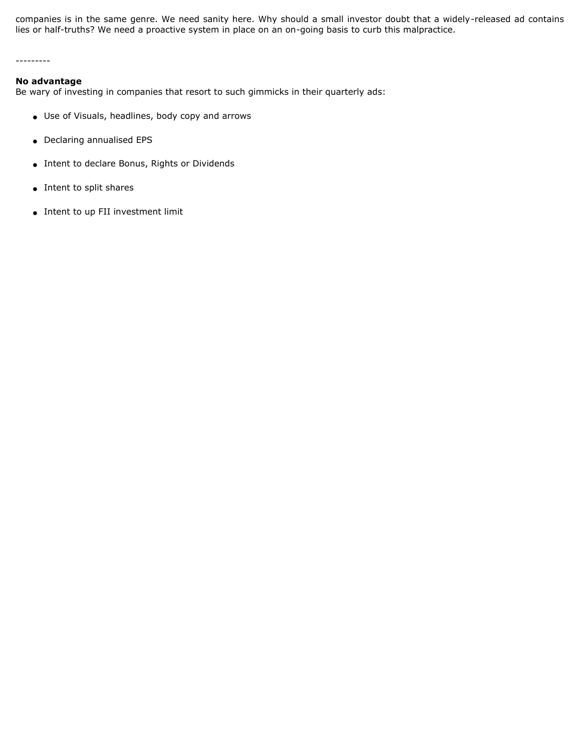companies is in the same genre. We need sanity here. Why should a small investor doubt that a widely-released ad contains lies or half-truths? We need a proactive system in place on an on-going basis to curb this malpractice.

---------

**No advantage**
Be wary of investing in companies that resort to such gimmicks in their quarterly ads:

- Use of Visuals, headlines, body copy and arrows
- Declaring annualised EPS
- Intent to declare Bonus, Rights or Dividends
- Intent to split shares
- Intent to up FII investment limit